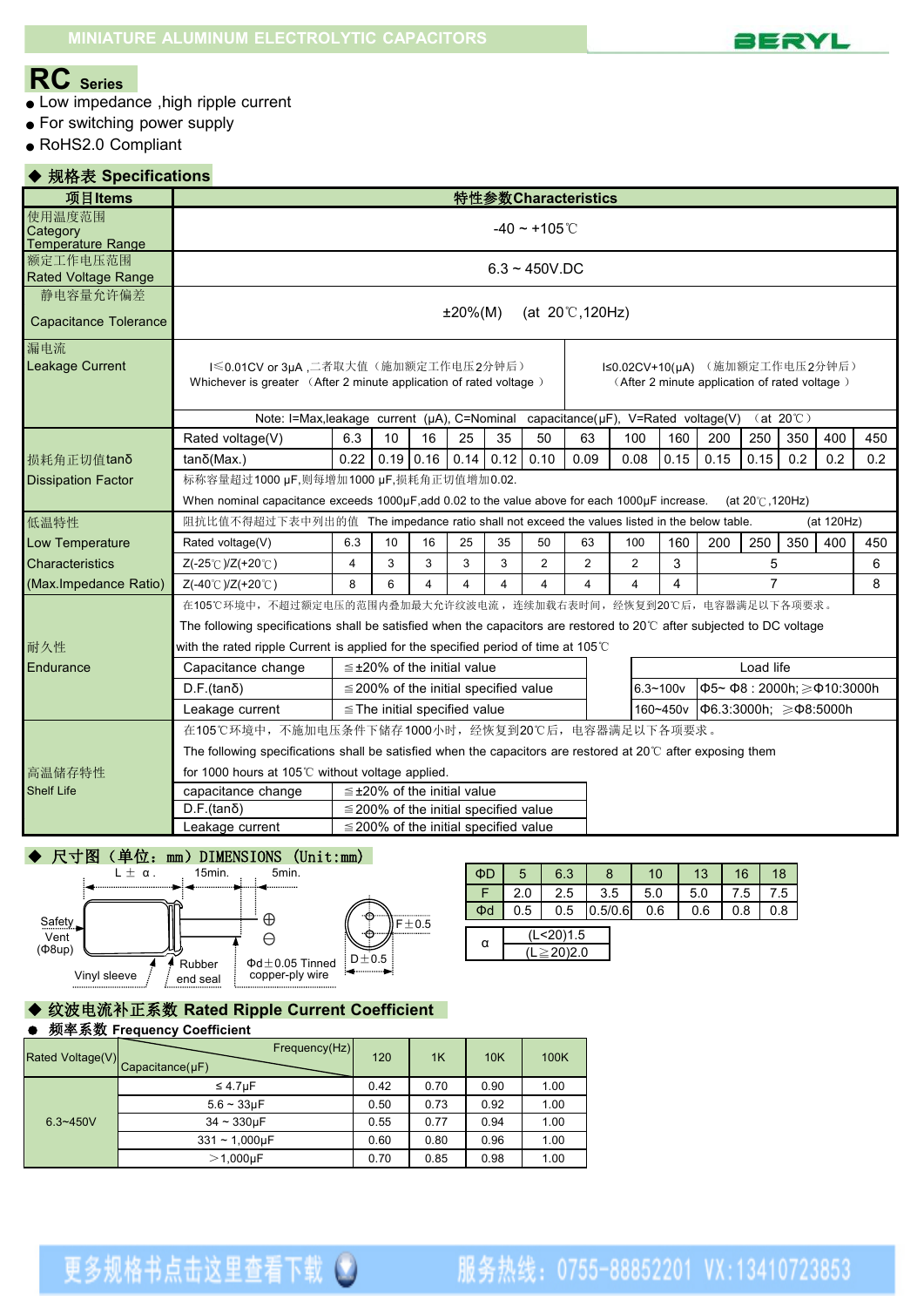MINIATURE ALUMINUM ELECTROLYTIC CAPACITORS

BERYL

# RC Series

- Low impedance ,high ripple current
- For switching power supply
- RoHS2.0 Compliant

## ◆ 规格表 Specifications

| 项目Items | 特性参数Characteristics | | | | | | | | | | | | | | |
|---|---|---|---|---|---|---|---|---|---|---|---|---|---|---|---|
| 使用温度范围 Category Temperature Range | -40 ~ +105℃ | | | | | | | | | | | | | | |
| 额定工作电压范围 Rated Voltage Range | 6.3 ~ 450V.DC | | | | | | | | | | | | | | |
| 静电容量允许偏差 Capacitance Tolerance | ±20%(M) (at 20℃,120Hz) | | | | | | | | | | | | | | |
| 漏电流 Leakage Current | I≤0.01CV or 3μA ,二者取大值（施加额定工作电压2分钟后） Whichever is greater （After 2 minute application of rated voltage ） | | | | | | | | I≤0.02CV+10(μA) （施加额定工作电压2分钟后） （After 2 minute application of rated voltage ） | | | | | | |
| | Note: I=Max,leakage current (μA), C=Nominal capacitance(μF), V=Rated voltage(V) （at 20℃） | | | | | | | | | | | | | | |
| 损耗角正切值tanδ Dissipation Factor | Rated voltage(V) | 6.3 | 10 | 16 | 25 | 35 | 50 | 63 | 100 | 160 | 200 | 250 | 350 | 400 | 450 |
| | tanδ(Max.) | 0.22 | 0.19 | 0.16 | 0.14 | 0.12 | 0.10 | 0.09 | 0.08 | 0.15 | 0.15 | 0.15 | 0.2 | 0.2 | 0.2 |
| | 标称容量超过1000 μF,则每增加1000 μF,损耗角正切值增加0.02. When nominal capacitance exceeds 1000μF,add 0.02 to the value above for each 1000μF increase. (at 20℃,120Hz) | | | | | | | | | | | | | | |
| 低温特性 Low Temperature Characteristics (Max.Impedance Ratio) | 阻抗比值不得超过下表中列出的值 The impedance ratio shall not exceed the values listed in the below table. (at 120Hz) | | | | | | | | | | | | | | |
| | Rated voltage(V) | 6.3 | 10 | 16 | 25 | 35 | 50 | 63 | 100 | 160 | 200 | 250 | 350 | 400 | 450 |
| | Z(-25℃)/Z(+20℃) | 4 | 3 | 3 | 3 | 3 | 2 | 2 | 2 | 3 | 5 | | | | 6 |
| | Z(-40℃)/Z(+20℃) | 8 | 6 | 4 | 4 | 4 | 4 | 4 | 4 | 4 | 7 | | | | 8 |
| 耐久性 Endurance | 在105℃环境中，不超过额定电压的范围内叠加最大允许纹波电流，连续加载右表时间，经恢复到20℃后，电容器满足以下各项要求。 The following specifications shall be satisfied when the capacitors are restored to 20℃ after subjected to DC voltage with the rated ripple Current is applied for the specified period of time at 105℃ | | | | | | | | | | | | | | |
| | Capacitance change | ≦±20% of the initial value | | | | | | | Load life | | | | | | |
| | D.F.(tanδ) | ≦200% of the initial specified value | | | | | | | 6.3~100v | Φ5~ Φ8 : 2000h; ≥Φ10:3000h | | | | | |
| | Leakage current | ≦The initial specified value | | | | | | | 160~450v | Φ6.3:3000h; ≥Φ8:5000h | | | | | |
| 高温储存特性 Shelf Life | 在105℃环境中，不施加电压条件下储存1000小时，经恢复到20℃后，电容器满足以下各项要求。 The following specifications shall be satisfied when the capacitors are restored to 20℃ after exposing them for 1000 hours at 105℃ without voltage applied. | | | | | | | | | | | | | | |
| | capacitance change | ≦±20% of the initial value | | | | | | | | | | | | | |
| | D.F.(tanδ) | ≦200% of the initial specified value | | | | | | | | | | | | | |
| | Leakage current | ≦200% of the initial specified value | | | | | | | | | | | | | |

## ◆ 尺寸图（单位：mm）DIMENSIONS (Unit:mm)

L ± α . 15min. 5min.

Safety Vent (Φ8up)  Vinyl sleeve  Rubber end seal  Φd±0.05 Tinned copper-ply wire  F±0.5  D±0.5

| ΦD | 5 | 6.3 | 8 | 10 | 13 | 16 | 18 |
|---|---|---|---|---|---|---|---|
| F | 2.0 | 2.5 | 3.5 | 5.0 | 5.0 | 7.5 | 7.5 |
| Φd | 0.5 | 0.5 | 0.5/0.6 | 0.6 | 0.6 | 0.8 | 0.8 |

| α | (L<20)1.5 |
|---|---|
| | (L≧20)2.0 |

## ◆ 纹波电流补正系数 Rated Ripple Current Coefficient

● 频率系数 Frequency Coefficient

| Rated Voltage(V) | Capacitance(μF) \ Frequency(Hz) | 120 | 1K | 10K | 100K |
|---|---|---|---|---|---|
| 6.3~450V | ≤ 4.7μF | 0.42 | 0.70 | 0.90 | 1.00 |
| | 5.6 ~ 33μF | 0.50 | 0.73 | 0.92 | 1.00 |
| | 34 ~ 330μF | 0.55 | 0.77 | 0.94 | 1.00 |
| | 331 ~ 1,000μF | 0.60 | 0.80 | 0.96 | 1.00 |
| | ＞1,000μF | 0.70 | 0.85 | 0.98 | 1.00 |

更多规格书点击这里查看下载　服务热线：0755-88852201 VX:13410723853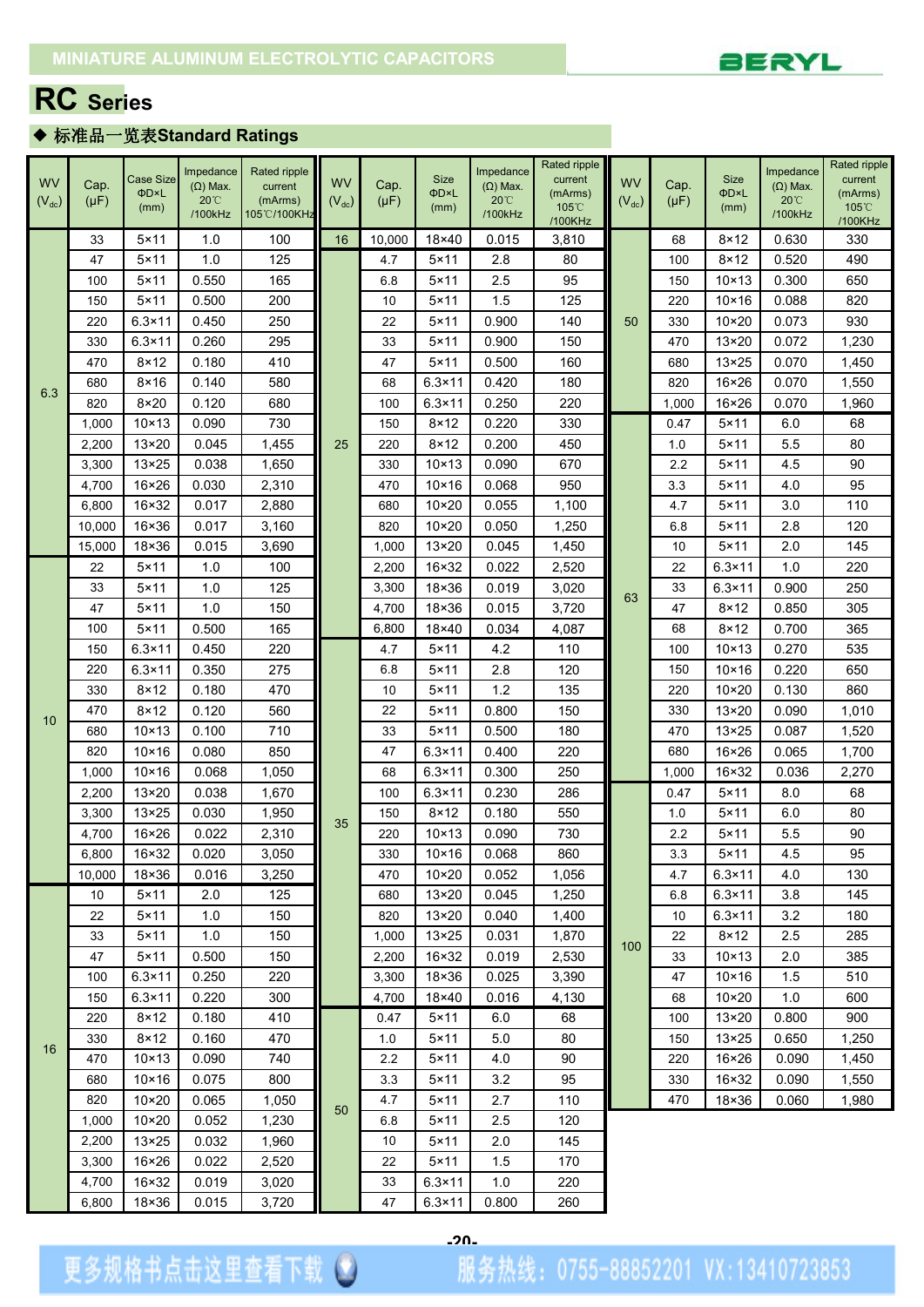# RC Series

## ◆ 标准品一览表Standard Ratings

| WV ($V_{dc}$) | Cap. (μF) | Case Size ΦD×L (mm) | Impedance (Ω) Max. 20℃ /100kHz | Rated ripple current (mArms) 105℃/100KHz |
|---|---|---|---|---|
| 6.3 | 33 | 5×11 | 1.0 | 100 |
| | 47 | 5×11 | 1.0 | 125 |
| | 100 | 5×11 | 0.550 | 165 |
| | 150 | 5×11 | 0.500 | 200 |
| | 220 | 6.3×11 | 0.450 | 250 |
| | 330 | 6.3×11 | 0.260 | 295 |
| | 470 | 8×12 | 0.180 | 410 |
| | 680 | 8×16 | 0.140 | 580 |
| | 820 | 8×20 | 0.120 | 680 |
| | 1,000 | 10×13 | 0.090 | 730 |
| | 2,200 | 13×20 | 0.045 | 1,455 |
| | 3,300 | 13×25 | 0.038 | 1,650 |
| | 4,700 | 16×26 | 0.030 | 2,310 |
| | 6,800 | 16×32 | 0.017 | 2,880 |
| | 10,000 | 16×36 | 0.017 | 3,160 |
| | 15,000 | 18×36 | 0.015 | 3,690 |
| 10 | 22 | 5×11 | 1.0 | 100 |
| | 33 | 5×11 | 1.0 | 125 |
| | 47 | 5×11 | 1.0 | 150 |
| | 100 | 5×11 | 0.500 | 165 |
| | 150 | 6.3×11 | 0.450 | 220 |
| | 220 | 6.3×11 | 0.350 | 275 |
| | 330 | 8×12 | 0.180 | 470 |
| | 470 | 8×12 | 0.120 | 560 |
| | 680 | 10×13 | 0.100 | 710 |
| | 820 | 10×16 | 0.080 | 850 |
| | 1,000 | 10×16 | 0.068 | 1,050 |
| | 2,200 | 13×20 | 0.038 | 1,670 |
| | 3,300 | 13×25 | 0.030 | 1,950 |
| | 4,700 | 16×26 | 0.022 | 2,310 |
| | 6,800 | 16×32 | 0.020 | 3,050 |
| | 10,000 | 18×36 | 0.016 | 3,250 |
| 16 | 10 | 5×11 | 2.0 | 125 |
| | 22 | 5×11 | 1.0 | 150 |
| | 33 | 5×11 | 1.0 | 150 |
| | 47 | 5×11 | 0.500 | 150 |
| | 100 | 6.3×11 | 0.250 | 220 |
| | 150 | 6.3×11 | 0.220 | 300 |
| | 220 | 8×12 | 0.180 | 410 |
| | 330 | 8×12 | 0.160 | 470 |
| | 470 | 10×13 | 0.090 | 740 |
| | 680 | 10×16 | 0.075 | 800 |
| | 820 | 10×20 | 0.065 | 1,050 |
| | 1,000 | 10×20 | 0.052 | 1,230 |
| | 2,200 | 13×25 | 0.032 | 1,960 |
| | 3,300 | 16×26 | 0.022 | 2,520 |
| | 4,700 | 16×32 | 0.019 | 3,020 |
| | 6,800 | 18×36 | 0.015 | 3,720 |
| | 10,000 | 18×40 | 0.015 | 3,810 |
| 25 | 4.7 | 5×11 | 2.8 | 80 |
| | 6.8 | 5×11 | 2.5 | 95 |
| | 10 | 5×11 | 1.5 | 125 |
| | 22 | 5×11 | 0.900 | 140 |
| | 33 | 5×11 | 0.900 | 150 |
| | 47 | 5×11 | 0.500 | 160 |
| | 68 | 6.3×11 | 0.420 | 180 |
| | 100 | 6.3×11 | 0.250 | 220 |
| | 150 | 8×12 | 0.220 | 330 |
| | 220 | 8×12 | 0.200 | 450 |
| | 330 | 10×13 | 0.090 | 670 |
| | 470 | 10×16 | 0.068 | 950 |
| | 680 | 10×20 | 0.055 | 1,100 |
| | 820 | 10×20 | 0.050 | 1,250 |
| | 1,000 | 13×20 | 0.045 | 1,450 |
| | 2,200 | 16×32 | 0.022 | 2,520 |
| | 3,300 | 18×36 | 0.019 | 3,020 |
| | 4,700 | 18×36 | 0.015 | 3,720 |
| | 6,800 | 18×40 | 0.034 | 4,087 |
| 35 | 4.7 | 5×11 | 4.2 | 110 |
| | 6.8 | 5×11 | 2.8 | 120 |
| | 10 | 5×11 | 1.2 | 135 |
| | 22 | 5×11 | 0.800 | 150 |
| | 33 | 5×11 | 0.500 | 180 |
| | 47 | 6.3×11 | 0.400 | 220 |
| | 68 | 6.3×11 | 0.300 | 250 |
| | 100 | 6.3×11 | 0.230 | 286 |
| | 150 | 8×12 | 0.180 | 550 |
| | 220 | 10×13 | 0.090 | 730 |
| | 330 | 10×16 | 0.068 | 860 |
| | 470 | 10×20 | 0.052 | 1,056 |
| | 680 | 13×20 | 0.045 | 1,250 |
| | 820 | 13×20 | 0.040 | 1,400 |
| | 1,000 | 13×25 | 0.031 | 1,870 |
| | 2,200 | 16×32 | 0.019 | 2,530 |
| | 3,300 | 18×36 | 0.025 | 3,390 |
| | 4,700 | 18×40 | 0.016 | 4,130 |
| 50 | 0.47 | 5×11 | 6.0 | 68 |
| | 1.0 | 5×11 | 5.0 | 80 |
| | 2.2 | 5×11 | 4.0 | 90 |
| | 3.3 | 5×11 | 3.2 | 95 |
| | 4.7 | 5×11 | 2.7 | 110 |
| | 6.8 | 5×11 | 2.5 | 120 |
| | 10 | 5×11 | 2.0 | 145 |
| | 22 | 5×11 | 1.5 | 170 |
| | 33 | 6.3×11 | 1.0 | 220 |
| | 47 | 6.3×11 | 0.800 | 260 |
| | 68 | 8×12 | 0.630 | 330 |
| | 100 | 8×12 | 0.520 | 490 |
| | 150 | 10×13 | 0.300 | 650 |
| | 220 | 10×16 | 0.088 | 820 |
| | 330 | 10×20 | 0.073 | 930 |
| | 470 | 13×20 | 0.072 | 1,230 |
| | 680 | 13×25 | 0.070 | 1,450 |
| | 820 | 16×26 | 0.070 | 1,550 |
| | 1,000 | 16×26 | 0.070 | 1,960 |
| 63 | 0.47 | 5×11 | 6.0 | 68 |
| | 1.0 | 5×11 | 5.5 | 80 |
| | 2.2 | 5×11 | 4.5 | 90 |
| | 3.3 | 5×11 | 4.0 | 95 |
| | 4.7 | 5×11 | 3.0 | 110 |
| | 6.8 | 5×11 | 2.8 | 120 |
| | 10 | 5×11 | 2.0 | 145 |
| | 22 | 6.3×11 | 1.0 | 220 |
| | 33 | 6.3×11 | 0.900 | 250 |
| | 47 | 8×12 | 0.850 | 305 |
| | 68 | 8×12 | 0.700 | 365 |
| | 100 | 10×13 | 0.270 | 535 |
| | 150 | 10×16 | 0.220 | 650 |
| | 220 | 10×20 | 0.130 | 860 |
| | 330 | 13×20 | 0.090 | 1,010 |
| | 470 | 13×25 | 0.087 | 1,520 |
| | 680 | 16×26 | 0.065 | 1,700 |
| | 1,000 | 16×32 | 0.036 | 2,270 |
| 100 | 0.47 | 5×11 | 8.0 | 68 |
| | 1.0 | 5×11 | 6.0 | 80 |
| | 2.2 | 5×11 | 5.5 | 90 |
| | 3.3 | 5×11 | 4.5 | 95 |
| | 4.7 | 6.3×11 | 4.0 | 130 |
| | 6.8 | 6.3×11 | 3.8 | 145 |
| | 10 | 6.3×11 | 3.2 | 180 |
| | 22 | 8×12 | 2.5 | 285 |
| | 33 | 10×13 | 2.0 | 385 |
| | 47 | 10×16 | 1.5 | 510 |
| | 68 | 10×20 | 1.0 | 600 |
| | 100 | 13×20 | 0.800 | 900 |
| | 150 | 13×25 | 0.650 | 1,250 |
| | 220 | 16×26 | 0.090 | 1,450 |
| | 330 | 16×32 | 0.090 | 1,550 |
| | 470 | 18×36 | 0.060 | 1,980 |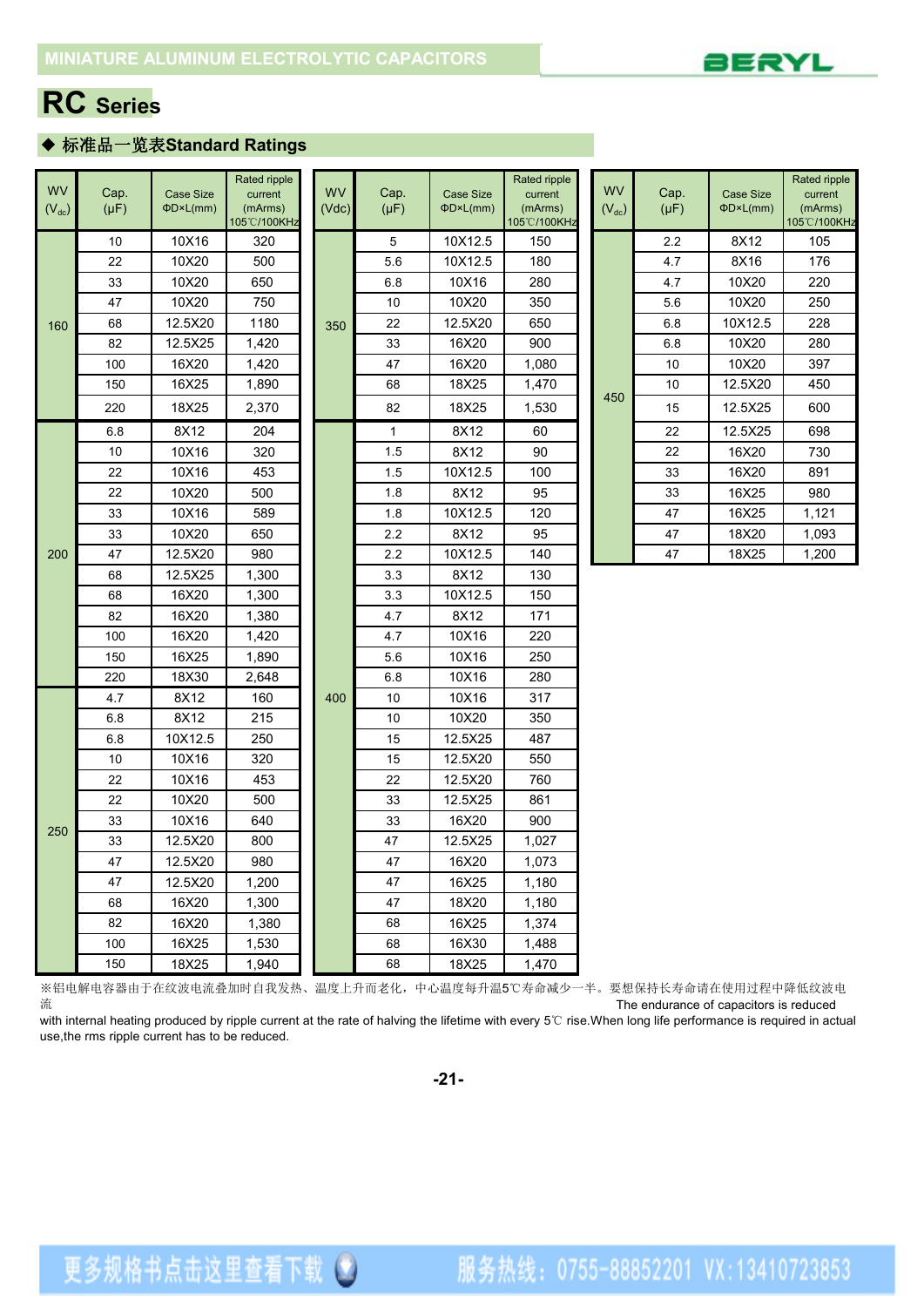MINIATURE ALUMINUM ELECTROLYTIC CAPACITORS

# RC Series

## ◆ 标准品一览表Standard Ratings

| WV ($V_{dc}$) | Cap. (μF) | Case Size ΦD×L(mm) | Rated ripple current (mArms) 105℃/100KHz |
|---|---|---|---|
| 160 | 10 | 10X16 | 320 |
| | 22 | 10X20 | 500 |
| | 33 | 10X20 | 650 |
| | 47 | 10X20 | 750 |
| | 68 | 12.5X20 | 1180 |
| | 82 | 12.5X25 | 1,420 |
| | 100 | 16X20 | 1,420 |
| | 150 | 16X25 | 1,890 |
| | 220 | 18X25 | 2,370 |
| 200 | 6.8 | 8X12 | 204 |
| | 10 | 10X16 | 320 |
| | 22 | 10X16 | 453 |
| | 22 | 10X20 | 500 |
| | 33 | 10X16 | 589 |
| | 33 | 10X20 | 650 |
| | 47 | 12.5X20 | 980 |
| | 68 | 12.5X25 | 1,300 |
| | 68 | 16X20 | 1,300 |
| | 82 | 16X20 | 1,380 |
| | 100 | 16X20 | 1,420 |
| | 150 | 16X25 | 1,890 |
| | 220 | 18X30 | 2,648 |
| 250 | 4.7 | 8X12 | 160 |
| | 6.8 | 8X12 | 215 |
| | 6.8 | 10X12.5 | 250 |
| | 10 | 10X16 | 320 |
| | 22 | 10X16 | 453 |
| | 22 | 10X20 | 500 |
| | 33 | 10X16 | 640 |
| | 33 | 12.5X20 | 800 |
| | 47 | 12.5X20 | 980 |
| | 47 | 12.5X20 | 1,200 |
| | 68 | 16X20 | 1,300 |
| | 82 | 16X20 | 1,380 |
| | 100 | 16X25 | 1,530 |
| | 150 | 18X25 | 1,940 |

| WV (Vdc) | Cap. (μF) | Case Size ΦD×L(mm) | Rated ripple current (mArms) 105℃/100KHz |
|---|---|---|---|
| 350 | 5 | 10X12.5 | 150 |
| | 5.6 | 10X12.5 | 180 |
| | 6.8 | 10X16 | 280 |
| | 10 | 10X20 | 350 |
| | 22 | 12.5X20 | 650 |
| | 33 | 16X20 | 900 |
| | 47 | 16X20 | 1,080 |
| | 68 | 18X25 | 1,470 |
| | 82 | 18X25 | 1,530 |
| 400 | 1 | 8X12 | 60 |
| | 1.5 | 8X12 | 90 |
| | 1.5 | 10X12.5 | 100 |
| | 1.8 | 8X12 | 95 |
| | 1.8 | 10X12.5 | 120 |
| | 2.2 | 8X12 | 95 |
| | 2.2 | 10X12.5 | 140 |
| | 3.3 | 8X12 | 130 |
| | 3.3 | 10X12.5 | 150 |
| | 4.7 | 8X12 | 171 |
| | 4.7 | 10X16 | 220 |
| | 5.6 | 10X16 | 250 |
| | 6.8 | 10X16 | 280 |
| | 10 | 10X16 | 317 |
| | 10 | 10X20 | 350 |
| | 15 | 12.5X25 | 487 |
| | 15 | 12.5X20 | 550 |
| | 22 | 12.5X20 | 760 |
| | 33 | 12.5X25 | 861 |
| | 33 | 16X20 | 900 |
| | 47 | 12.5X25 | 1,027 |
| | 47 | 16X20 | 1,073 |
| | 47 | 16X25 | 1,180 |
| | 47 | 18X20 | 1,180 |
| | 68 | 16X25 | 1,374 |
| | 68 | 16X30 | 1,488 |
| | 68 | 18X25 | 1,470 |

| WV ($V_{dc}$) | Cap. (μF) | Case Size ΦD×L(mm) | Rated ripple current (mArms) 105℃/100KHz |
|---|---|---|---|
| 450 | 2.2 | 8X12 | 105 |
| | 4.7 | 8X16 | 176 |
| | 4.7 | 10X20 | 220 |
| | 5.6 | 10X20 | 250 |
| | 6.8 | 10X12.5 | 228 |
| | 6.8 | 10X20 | 280 |
| | 10 | 10X20 | 397 |
| | 10 | 12.5X20 | 450 |
| | 15 | 12.5X25 | 600 |
| | 22 | 12.5X25 | 698 |
| | 22 | 16X20 | 730 |
| | 33 | 16X20 | 891 |
| | 33 | 16X25 | 980 |
| | 47 | 16X25 | 1,121 |
| | 47 | 18X20 | 1,093 |
| | 47 | 18X25 | 1,200 |

※铝电解电容器由于在纹波电流叠加时自我发热、温度上升而老化，中心温度每升温5℃寿命减少一半。要想保持长寿命请在使用过程中降低纹波电流 The endurance of capacitors is reduced with internal heating produced by ripple current at the rate of halving the lifetime with every 5℃ rise.When long life performance is required in actual use,the rms ripple current has to be reduced.

更多规格书点击这里查看下载 服务热线：0755-88852201 VX:13410723853